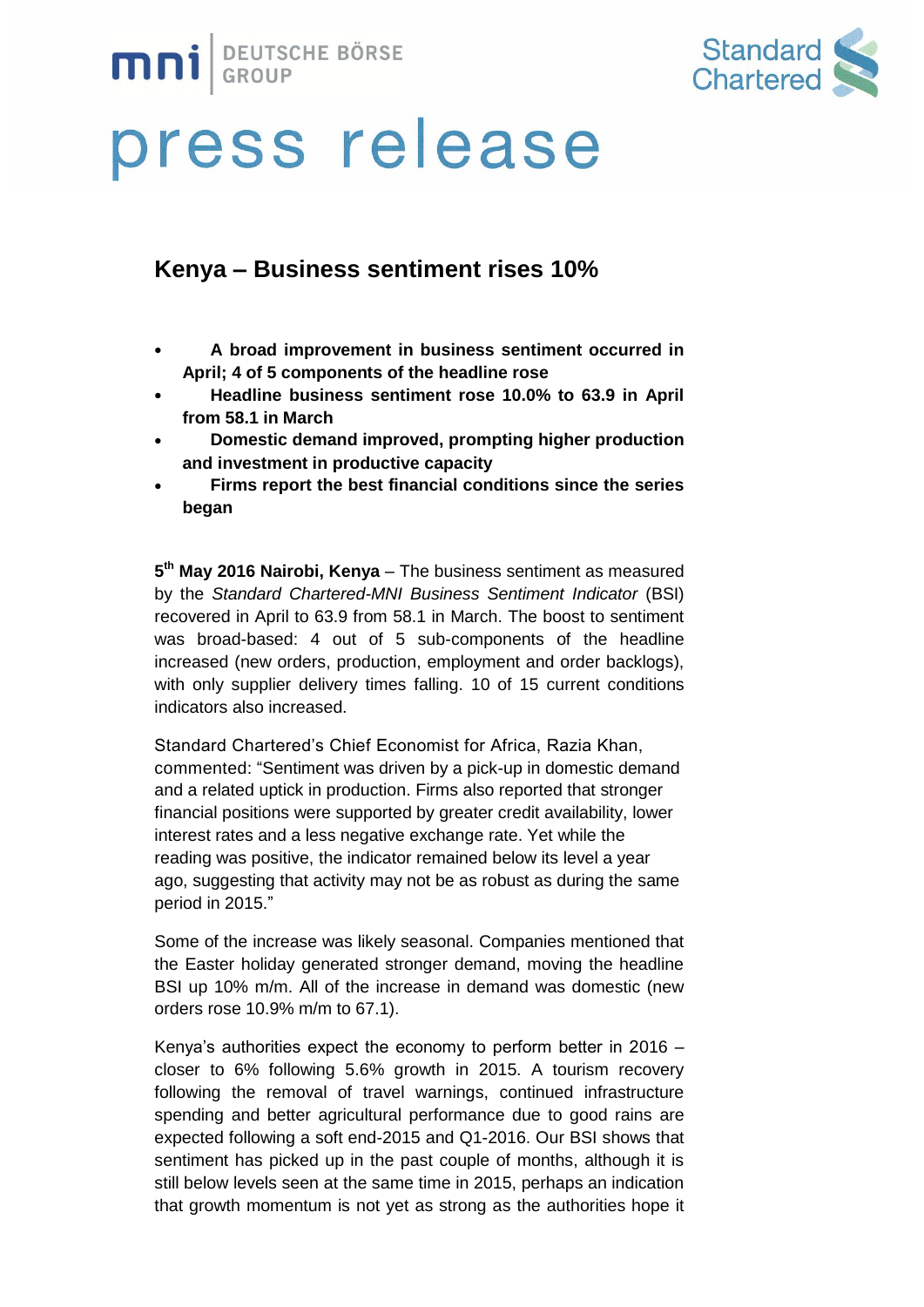# press release

## Kenya – Business sentiment rises 10%

- **A broad improvement in business sentiment occurred in April; 4 of 5 components of the headline rose**
- **Headline business sentiment rose 10.0% to 63.9 in April from 58.1 in March**
- **Domestic demand improved, prompting higher production and investment in productive capacity**
- **Firms report the best financial conditions since the series began**

**5th May 2016 Nairobi, Kenya** – The business sentiment as measured by the *Standard Chartered-MNI Business Sentiment Indicator* (BSI) recovered in April to 63.9 from 58.1 in March. The boost to sentiment was broad-based: 4 out of 5 sub-components of the headline increased (new orders, production, employment and order backlogs), with only supplier delivery times falling. 10 of 15 current conditions indicators also increased.

Standard Chartered's Chief Economist for Africa, Razia Khan, commented: "Sentiment was driven by a pick-up in domestic demand and a related uptick in production. Firms also reported that stronger financial positions were supported by greater credit availability, lower interest rates and a less negative exchange rate. Yet while the reading was positive, the indicator remained below its level a year ago, suggesting that activity may not be as robust as during the same period in 2015."

Some of the increase was likely seasonal. Companies mentioned that the Easter holiday generated stronger demand, moving the headline BSI up 10% m/m. All of the increase in demand was domestic (new orders rose 10.9% m/m to 67.1).

Kenya's authorities expect the economy to perform better in 2016 – closer to 6% following 5.6% growth in 2015. A tourism recovery following the removal of travel warnings, continued infrastructure spending and better agricultural performance due to good rains are expected following a soft end-2015 and Q1-2016. Our BSI shows that sentiment has picked up in the past couple of months, although it is still below levels seen at the same time in 2015, perhaps an indication that growth momentum is not yet as strong as the authorities hope it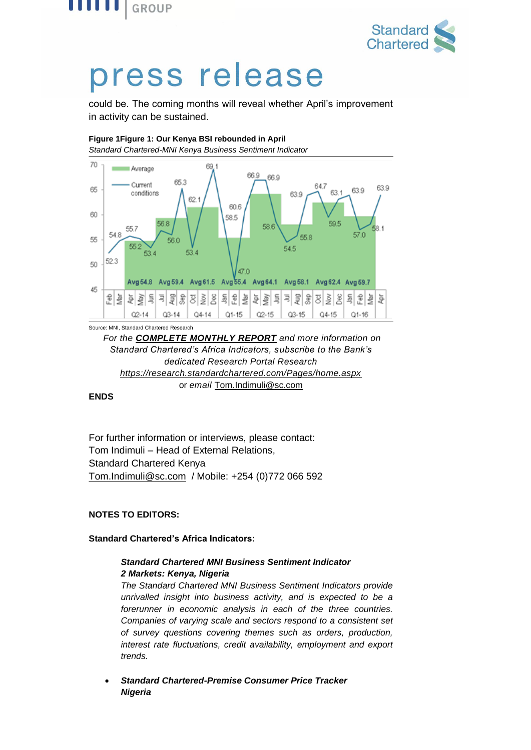could be. The coming months will reveal whether April's improvement in activity can be sustained.

**Figure 1Figure 1: Our Kenya BSI rebounded in April**

*Standard Chartered-MNI Kenya Business Sentiment Indicator*

Source: MNI, Standard Chartered Research

*For the* ***COMPLETE MONTHLY REPORT*** *and more information on Standard Chartered's Africa Indicators, subscribe to the Bank's dedicated Research Portal Research https://research.standardchartered.com/Pages/home.aspx*

or *email* Tom.Indimuli@sc.com

**ENDS**

For further information or interviews, please contact:
Tom Indimuli – Head of External Relations,
Standard Chartered Kenya
Tom.Indimuli@sc.com / Mobile: +254 (0)772 066 592

**NOTES TO EDITORS:**

**Standard Chartered's Africa Indicators:**

***Standard Chartered MNI Business Sentiment Indicator***
***2 Markets: Kenya, Nigeria***
*The Standard Chartered MNI Business Sentiment Indicators provide unrivalled insight into business activity, and is expected to be a forerunner in economic analysis in each of the three countries. Companies of varying scale and sectors respond to a consistent set of survey questions covering themes such as orders, production, interest rate fluctuations, credit availability, employment and export trends.*

- ***Standard Chartered-Premise Consumer Price Tracker Nigeria***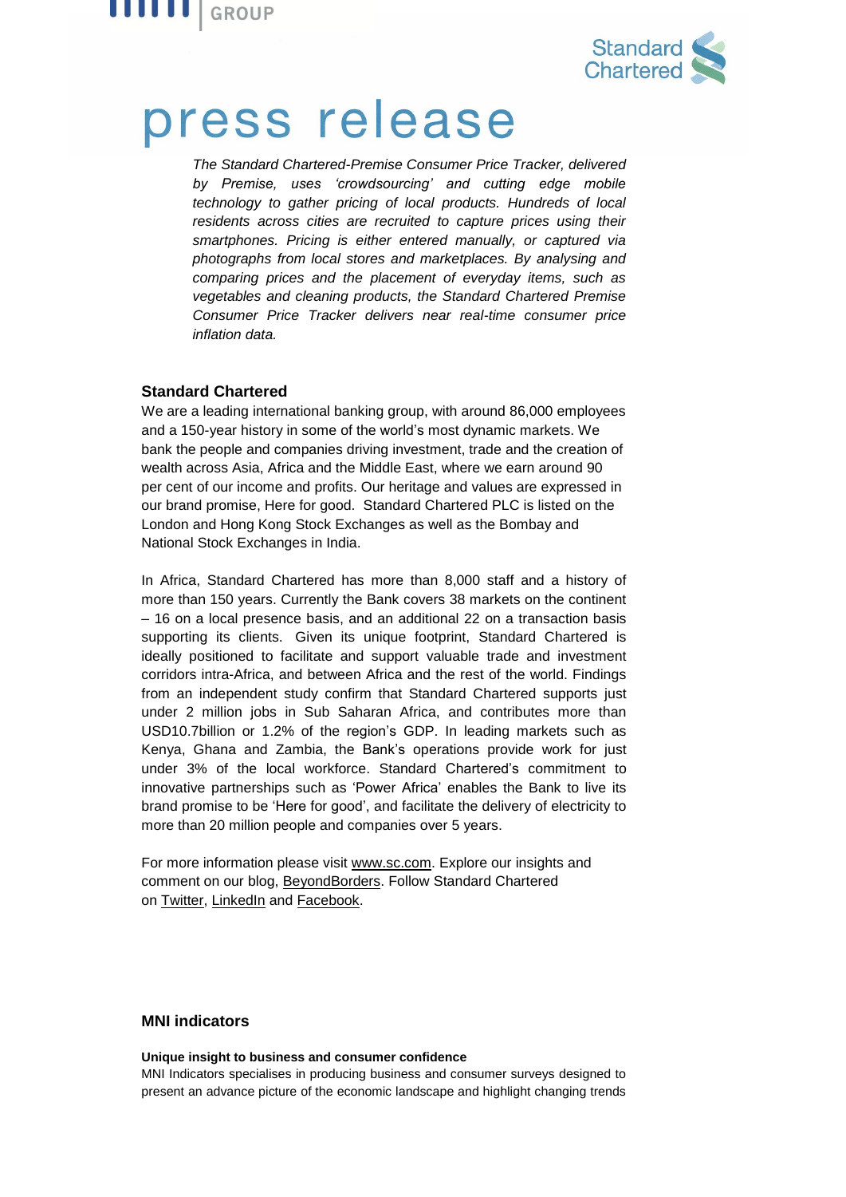*The Standard Chartered-Premise Consumer Price Tracker, delivered by Premise, uses 'crowdsourcing' and cutting edge mobile technology to gather pricing of local products. Hundreds of local residents across cities are recruited to capture prices using their smartphones. Pricing is either entered manually, or captured via photographs from local stores and marketplaces. By analysing and comparing prices and the placement of everyday items, such as vegetables and cleaning products, the Standard Chartered Premise Consumer Price Tracker delivers near real-time consumer price inflation data.*

## Standard Chartered

We are a leading international banking group, with around 86,000 employees and a 150-year history in some of the world's most dynamic markets. We bank the people and companies driving investment, trade and the creation of wealth across Asia, Africa and the Middle East, where we earn around 90 per cent of our income and profits. Our heritage and values are expressed in our brand promise, Here for good. Standard Chartered PLC is listed on the London and Hong Kong Stock Exchanges as well as the Bombay and National Stock Exchanges in India.

In Africa, Standard Chartered has more than 8,000 staff and a history of more than 150 years. Currently the Bank covers 38 markets on the continent – 16 on a local presence basis, and an additional 22 on a transaction basis supporting its clients. Given its unique footprint, Standard Chartered is ideally positioned to facilitate and support valuable trade and investment corridors intra-Africa, and between Africa and the rest of the world. Findings from an independent study confirm that Standard Chartered supports just under 2 million jobs in Sub Saharan Africa, and contributes more than USD10.7billion or 1.2% of the region's GDP. In leading markets such as Kenya, Ghana and Zambia, the Bank's operations provide work for just under 3% of the local workforce. Standard Chartered's commitment to innovative partnerships such as 'Power Africa' enables the Bank to live its brand promise to be 'Here for good', and facilitate the delivery of electricity to more than 20 million people and companies over 5 years.

For more information please visit www.sc.com. Explore our insights and comment on our blog, BeyondBorders. Follow Standard Chartered on Twitter, LinkedIn and Facebook.

## MNI indicators

**Unique insight to business and consumer confidence**

MNI Indicators specialises in producing business and consumer surveys designed to present an advance picture of the economic landscape and highlight changing trends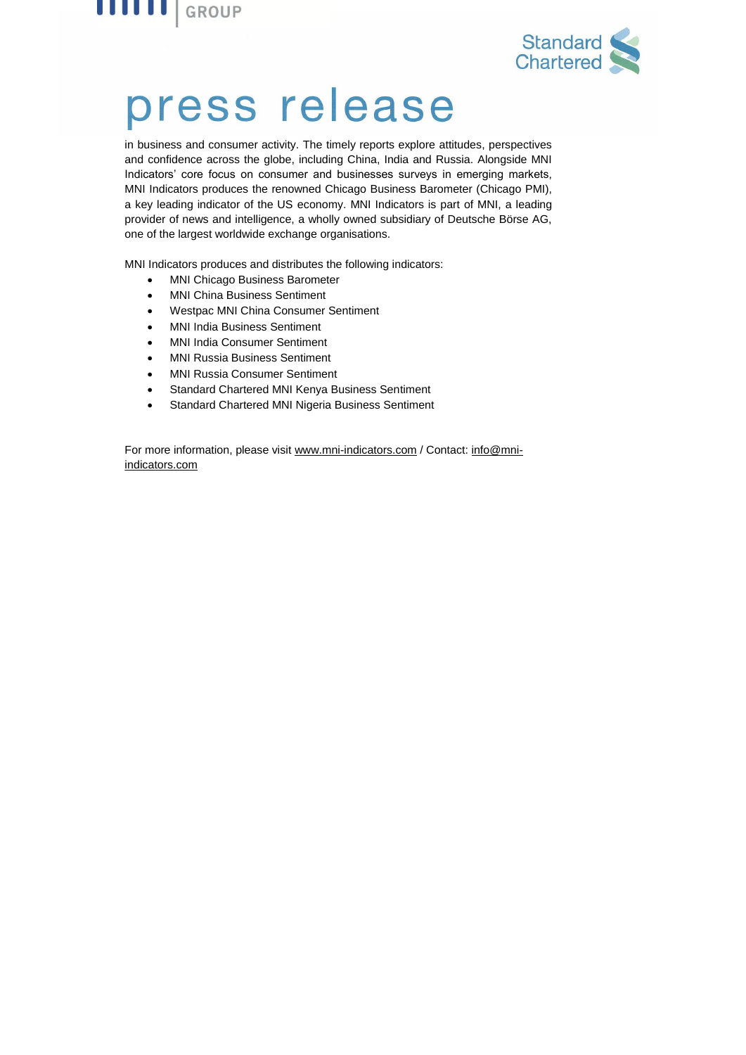in business and consumer activity. The timely reports explore attitudes, perspectives and confidence across the globe, including China, India and Russia. Alongside MNI Indicators' core focus on consumer and businesses surveys in emerging markets, MNI Indicators produces the renowned Chicago Business Barometer (Chicago PMI), a key leading indicator of the US economy. MNI Indicators is part of MNI, a leading provider of news and intelligence, a wholly owned subsidiary of Deutsche Börse AG, one of the largest worldwide exchange organisations.

MNI Indicators produces and distributes the following indicators:

- MNI Chicago Business Barometer
- MNI China Business Sentiment
- Westpac MNI China Consumer Sentiment
- MNI India Business Sentiment
- MNI India Consumer Sentiment
- MNI Russia Business Sentiment
- MNI Russia Consumer Sentiment
- Standard Chartered MNI Kenya Business Sentiment
- Standard Chartered MNI Nigeria Business Sentiment

For more information, please visit www.mni-indicators.com / Contact: info@mni-indicators.com